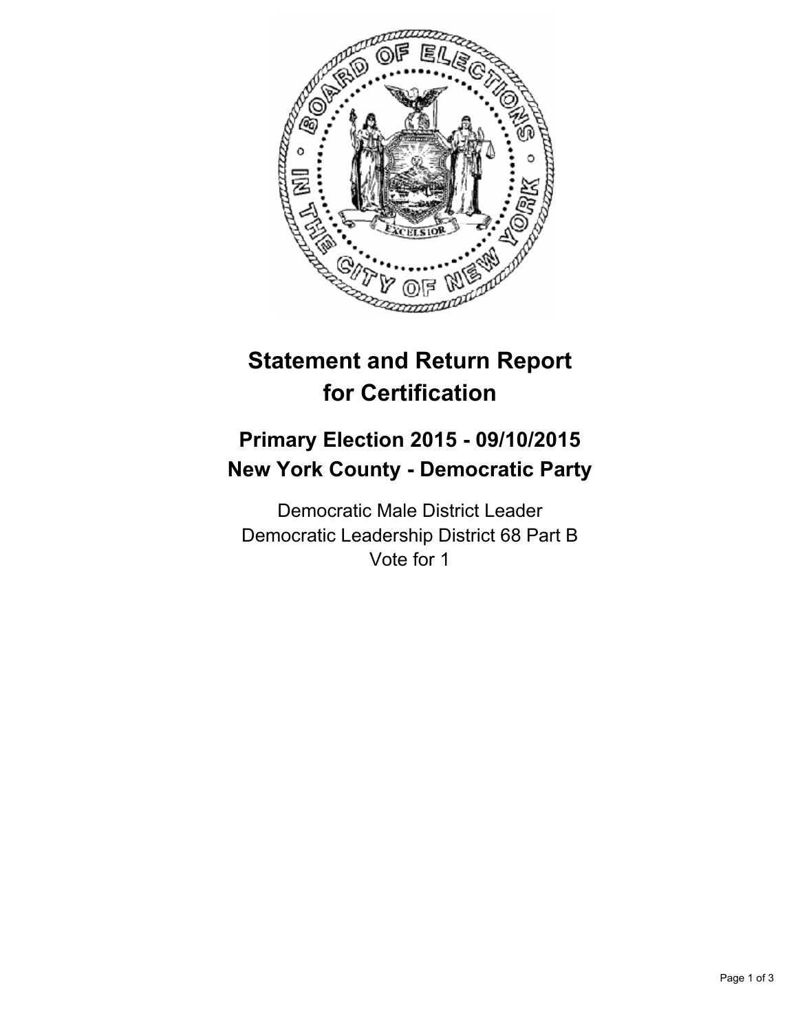# Statement and Return Report for Certification

## Primary Election 2015 - 09/10/2015
## New York County - Democratic Party

Democratic Male District Leader
Democratic Leadership District 68 Part B
Vote for 1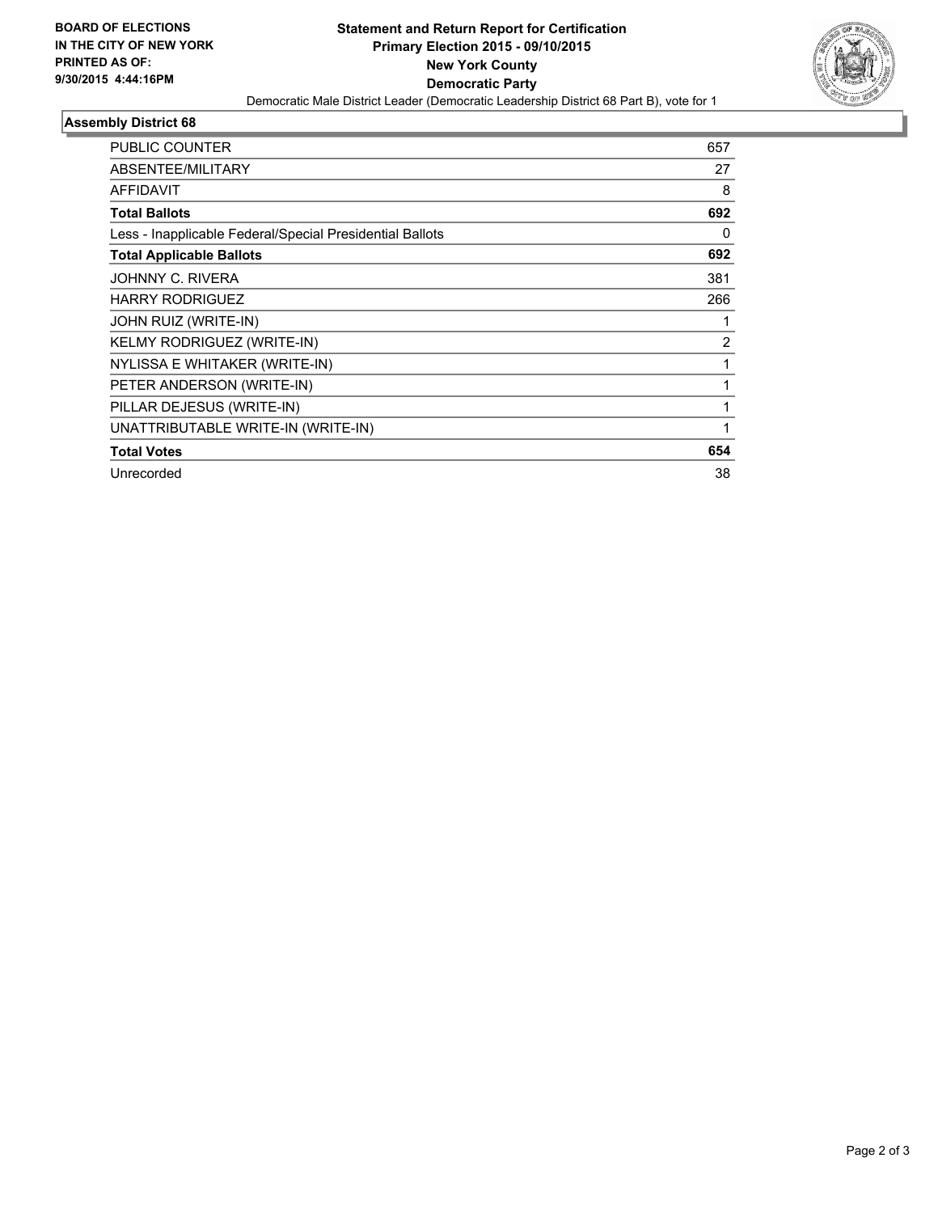**BOARD OF ELECTIONS IN THE CITY OF NEW YORK PRINTED AS OF: 9/30/2015 4:44:16PM**

# Statement and Return Report for Certification
## Primary Election 2015 - 09/10/2015
## New York County
## Democratic Party

Democratic Male District Leader (Democratic Leadership District 68 Part B), vote for 1

### Assembly District 68

| | |
|---|---|
| PUBLIC COUNTER | 657 |
| ABSENTEE/MILITARY | 27 |
| AFFIDAVIT | 8 |
| **Total Ballots** | **692** |
| Less - Inapplicable Federal/Special Presidential Ballots | 0 |
| **Total Applicable Ballots** | **692** |
| JOHNNY C. RIVERA | 381 |
| HARRY RODRIGUEZ | 266 |
| JOHN RUIZ (WRITE-IN) | 1 |
| KELMY RODRIGUEZ (WRITE-IN) | 2 |
| NYLISSA E WHITAKER (WRITE-IN) | 1 |
| PETER ANDERSON (WRITE-IN) | 1 |
| PILLAR DEJESUS (WRITE-IN) | 1 |
| UNATTRIBUTABLE WRITE-IN (WRITE-IN) | 1 |
| **Total Votes** | **654** |
| Unrecorded | 38 |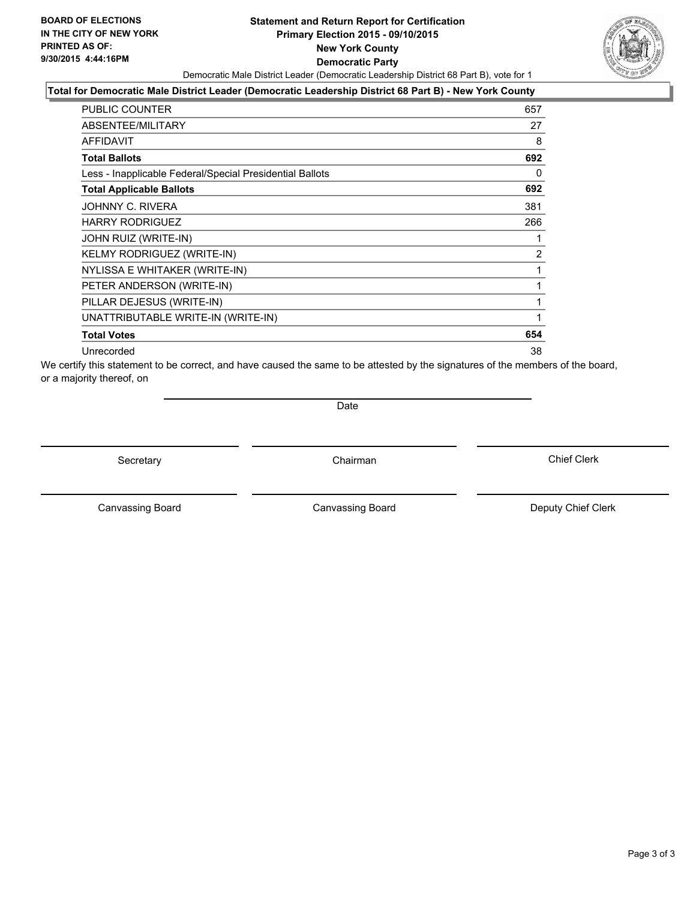**BOARD OF ELECTIONS IN THE CITY OF NEW YORK PRINTED AS OF: 9/30/2015 4:44:16PM**

# Statement and Return Report for Certification
## Primary Election 2015 - 09/10/2015
## New York County
## Democratic Party

Democratic Male District Leader (Democratic Leadership District 68 Part B), vote for 1

**Total for Democratic Male District Leader (Democratic Leadership District 68 Part B) - New York County**

| | |
|---|---|
| PUBLIC COUNTER | 657 |
| ABSENTEE/MILITARY | 27 |
| AFFIDAVIT | 8 |
| **Total Ballots** | **692** |
| Less - Inapplicable Federal/Special Presidential Ballots | 0 |
| **Total Applicable Ballots** | **692** |
| JOHNNY C. RIVERA | 381 |
| HARRY RODRIGUEZ | 266 |
| JOHN RUIZ (WRITE-IN) | 1 |
| KELMY RODRIGUEZ (WRITE-IN) | 2 |
| NYLISSA E WHITAKER (WRITE-IN) | 1 |
| PETER ANDERSON (WRITE-IN) | 1 |
| PILLAR DEJESUS (WRITE-IN) | 1 |
| UNATTRIBUTABLE WRITE-IN (WRITE-IN) | 1 |
| **Total Votes** | **654** |
| Unrecorded | 38 |

We certify this statement to be correct, and have caused the same to be attested by the signatures of the members of the board, or a majority thereof, on

Date

Secretary

Chairman

Chief Clerk

Canvassing Board

Canvassing Board

Deputy Chief Clerk